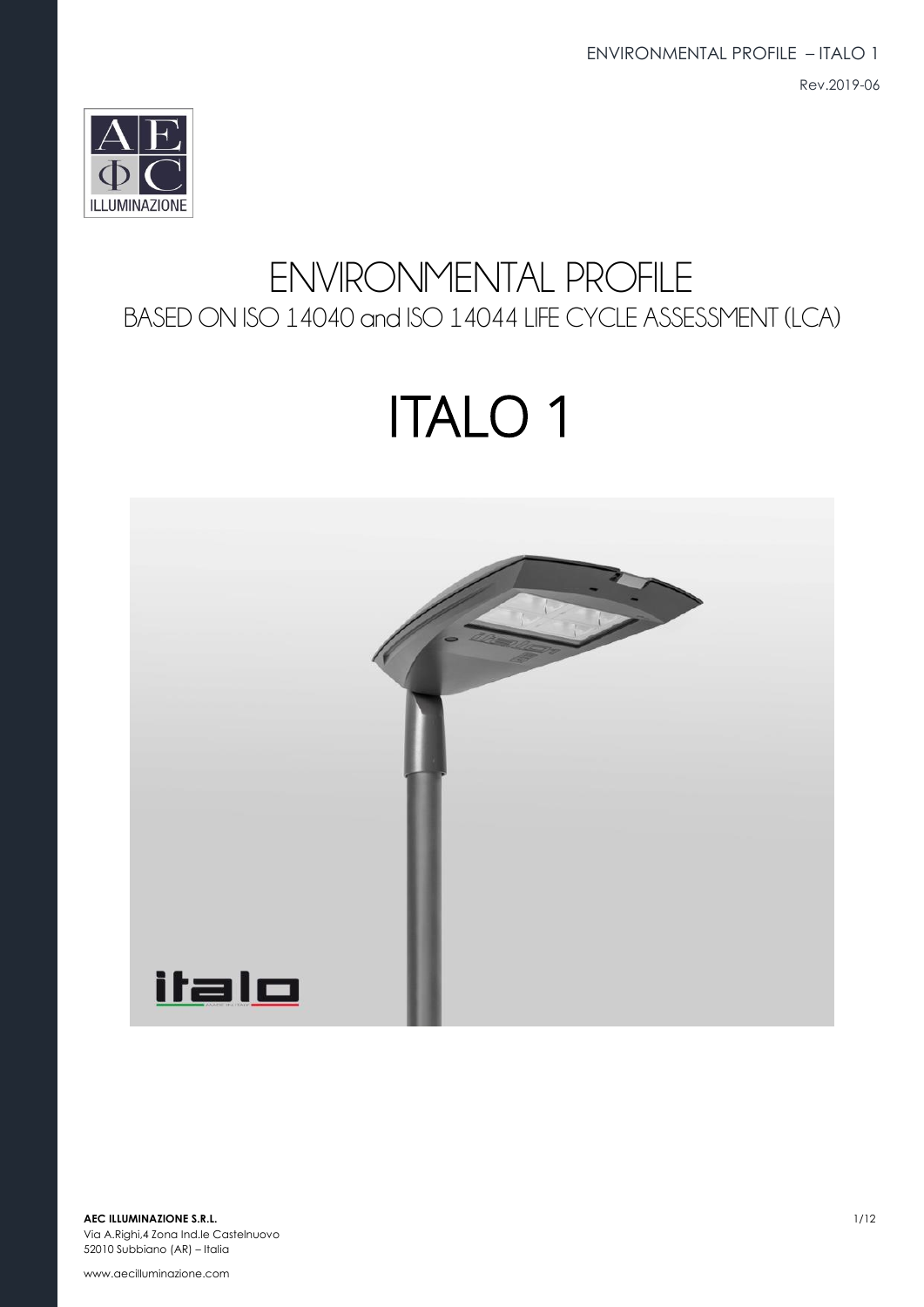# ENVIRONMENTAL PROFILE

## BASED ON ISO 14040 and ISO 14044 LIFE CYCLE ASSESSMENT (LCA)

# ITALO 1

**AEC ILLUMINAZIONE S.R.L.**
Via A.Righi,4 Zona Ind.le Castelnuovo
52010 Subbiano (AR) – Italia

www.aecilluminazione.com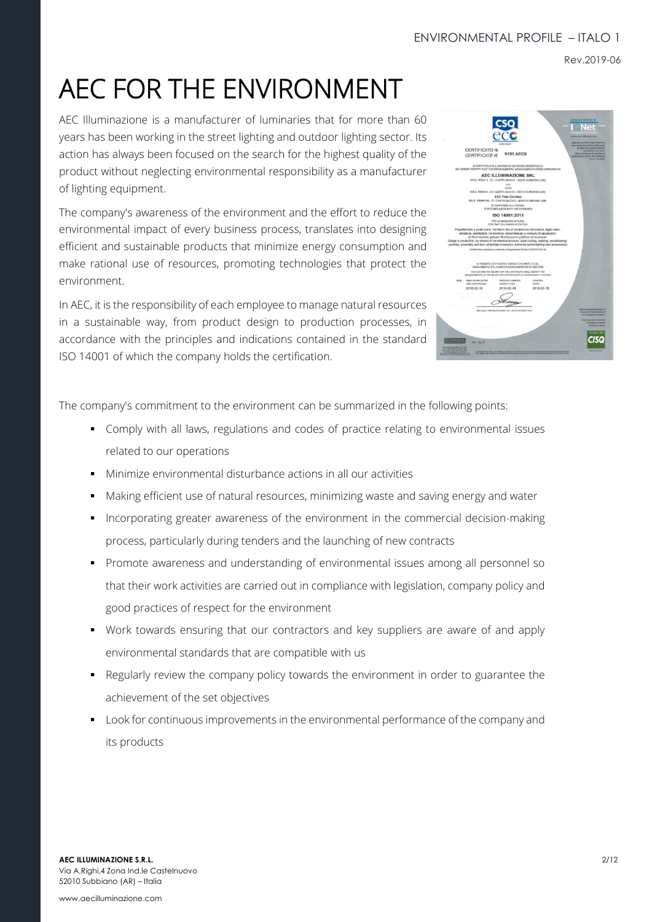# AEC FOR THE ENVIRONMENT

AEC Illuminazione is a manufacturer of luminaries that for more than 60 years has been working in the street lighting and outdoor lighting sector. Its action has always been focused on the search for the highest quality of the product without neglecting environmental responsibility as a manufacturer of lighting equipment.

The company's awareness of the environment and the effort to reduce the environmental impact of every business process, translates into designing efficient and sustainable products that minimize energy consumption and make rational use of resources, promoting technologies that protect the environment.

In AEC, it is the responsibility of each employee to manage natural resources in a sustainable way, from product design to production processes, in accordance with the principles and indications contained in the standard ISO 14001 of which the company holds the certification.

The company's commitment to the environment can be summarized in the following points:

- Comply with all laws, regulations and codes of practice relating to environmental issues related to our operations
- Minimize environmental disturbance actions in all our activities
- Making efficient use of natural resources, minimizing waste and saving energy and water
- Incorporating greater awareness of the environment in the commercial decision-making process, particularly during tenders and the launching of new contracts
- Promote awareness and understanding of environmental issues among all personnel so that their work activities are carried out in compliance with legislation, company policy and good practices of respect for the environment
- Work towards ensuring that our contractors and key suppliers are aware of and apply environmental standards that are compatible with us
- Regularly review the company policy towards the environment in order to guarantee the achievement of the set objectives
- Look for continuous improvements in the environmental performance of the company and its products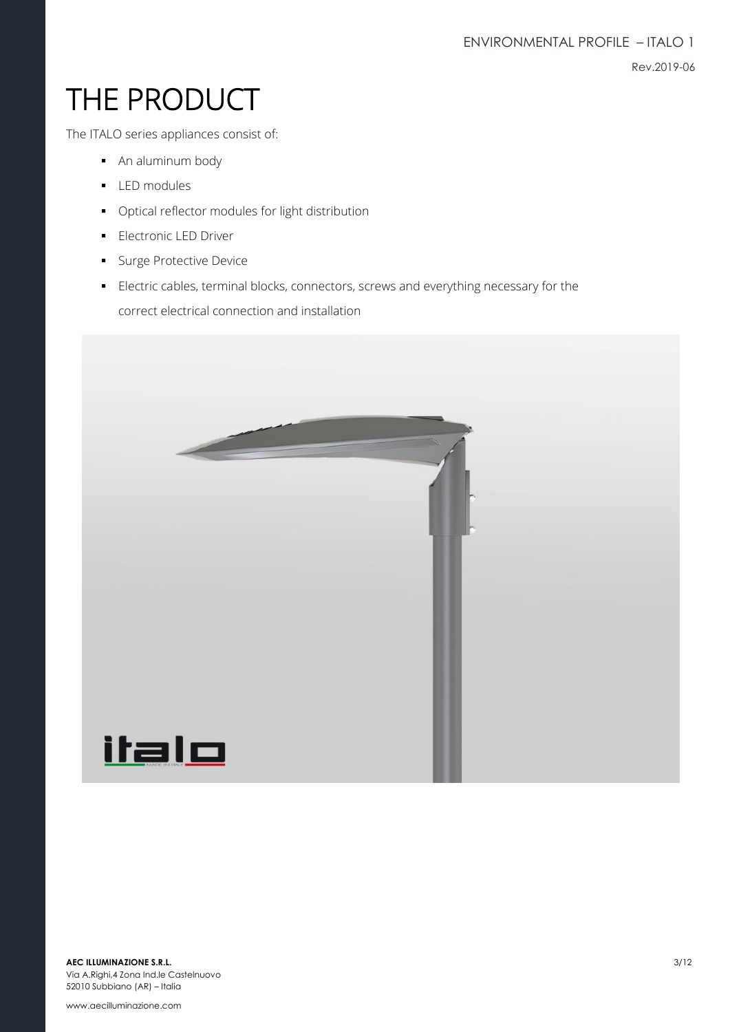# THE PRODUCT

The ITALO series appliances consist of:

- An aluminum body
- LED modules
- Optical reflector modules for light distribution
- Electronic LED Driver
- Surge Protective Device
- Electric cables, terminal blocks, connectors, screws and everything necessary for the correct electrical connection and installation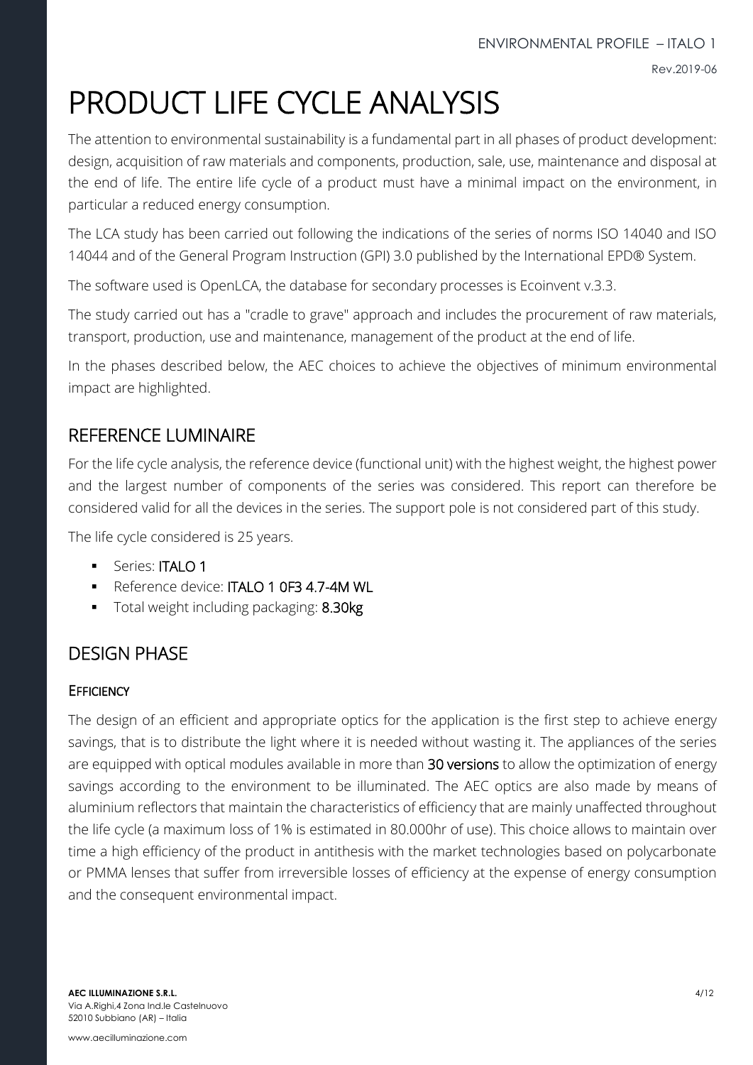# PRODUCT LIFE CYCLE ANALYSIS

The attention to environmental sustainability is a fundamental part in all phases of product development: design, acquisition of raw materials and components, production, sale, use, maintenance and disposal at the end of life. The entire life cycle of a product must have a minimal impact on the environment, in particular a reduced energy consumption.

The LCA study has been carried out following the indications of the series of norms ISO 14040 and ISO 14044 and of the General Program Instruction (GPI) 3.0 published by the International EPD® System.

The software used is OpenLCA, the database for secondary processes is Ecoinvent v.3.3.

The study carried out has a "cradle to grave" approach and includes the procurement of raw materials, transport, production, use and maintenance, management of the product at the end of life.

In the phases described below, the AEC choices to achieve the objectives of minimum environmental impact are highlighted.

## REFERENCE LUMINAIRE

For the life cycle analysis, the reference device (functional unit) with the highest weight, the highest power and the largest number of components of the series was considered. This report can therefore be considered valid for all the devices in the series. The support pole is not considered part of this study.

The life cycle considered is 25 years.

- Series: **ITALO 1**
- Reference device: **ITALO 1 0F3 4.7-4M WL**
- Total weight including packaging: **8.30kg**

## DESIGN PHASE

### EFFICIENCY

The design of an efficient and appropriate optics for the application is the first step to achieve energy savings, that is to distribute the light where it is needed without wasting it. The appliances of the series are equipped with optical modules available in more than **30 versions** to allow the optimization of energy savings according to the environment to be illuminated. The AEC optics are also made by means of aluminium reflectors that maintain the characteristics of efficiency that are mainly unaffected throughout the life cycle (a maximum loss of 1% is estimated in 80.000hr of use). This choice allows to maintain over time a high efficiency of the product in antithesis with the market technologies based on polycarbonate or PMMA lenses that suffer from irreversible losses of efficiency at the expense of energy consumption and the consequent environmental impact.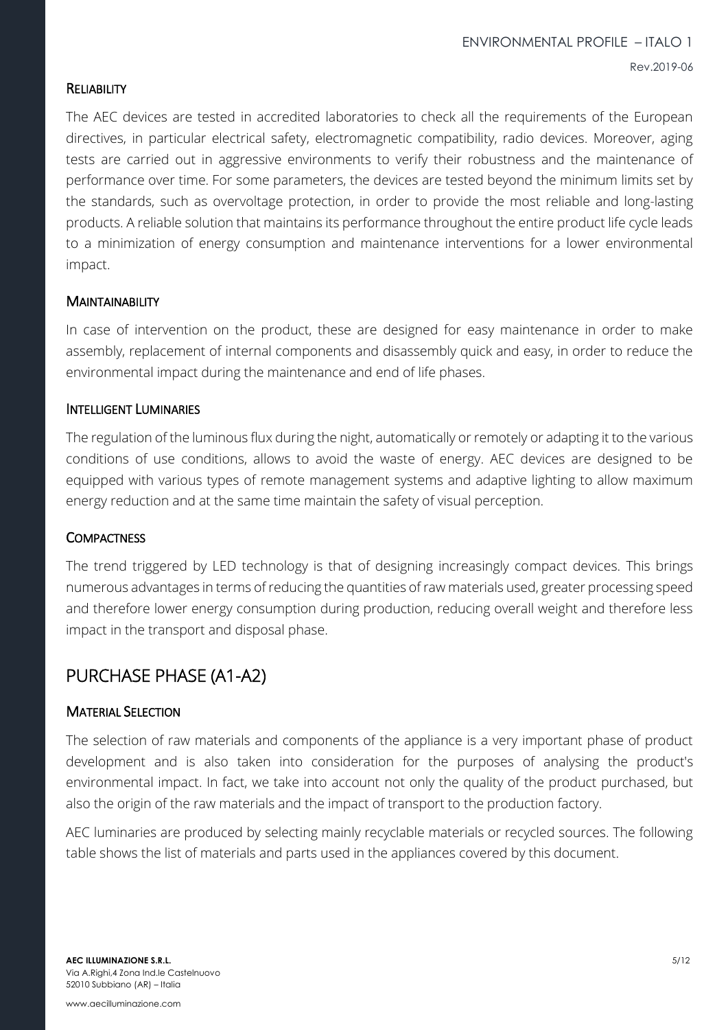### Reliability

The AEC devices are tested in accredited laboratories to check all the requirements of the European directives, in particular electrical safety, electromagnetic compatibility, radio devices. Moreover, aging tests are carried out in aggressive environments to verify their robustness and the maintenance of performance over time. For some parameters, the devices are tested beyond the minimum limits set by the standards, such as overvoltage protection, in order to provide the most reliable and long-lasting products. A reliable solution that maintains its performance throughout the entire product life cycle leads to a minimization of energy consumption and maintenance interventions for a lower environmental impact.

### Maintainability

In case of intervention on the product, these are designed for easy maintenance in order to make assembly, replacement of internal components and disassembly quick and easy, in order to reduce the environmental impact during the maintenance and end of life phases.

### Intelligent Luminaries

The regulation of the luminous flux during the night, automatically or remotely or adapting it to the various conditions of use conditions, allows to avoid the waste of energy. AEC devices are designed to be equipped with various types of remote management systems and adaptive lighting to allow maximum energy reduction and at the same time maintain the safety of visual perception.

### Compactness

The trend triggered by LED technology is that of designing increasingly compact devices. This brings numerous advantages in terms of reducing the quantities of raw materials used, greater processing speed and therefore lower energy consumption during production, reducing overall weight and therefore less impact in the transport and disposal phase.

## PURCHASE PHASE (A1-A2)

### Material Selection

The selection of raw materials and components of the appliance is a very important phase of product development and is also taken into consideration for the purposes of analysing the product's environmental impact. In fact, we take into account not only the quality of the product purchased, but also the origin of the raw materials and the impact of transport to the production factory.

AEC luminaries are produced by selecting mainly recyclable materials or recycled sources. The following table shows the list of materials and parts used in the appliances covered by this document.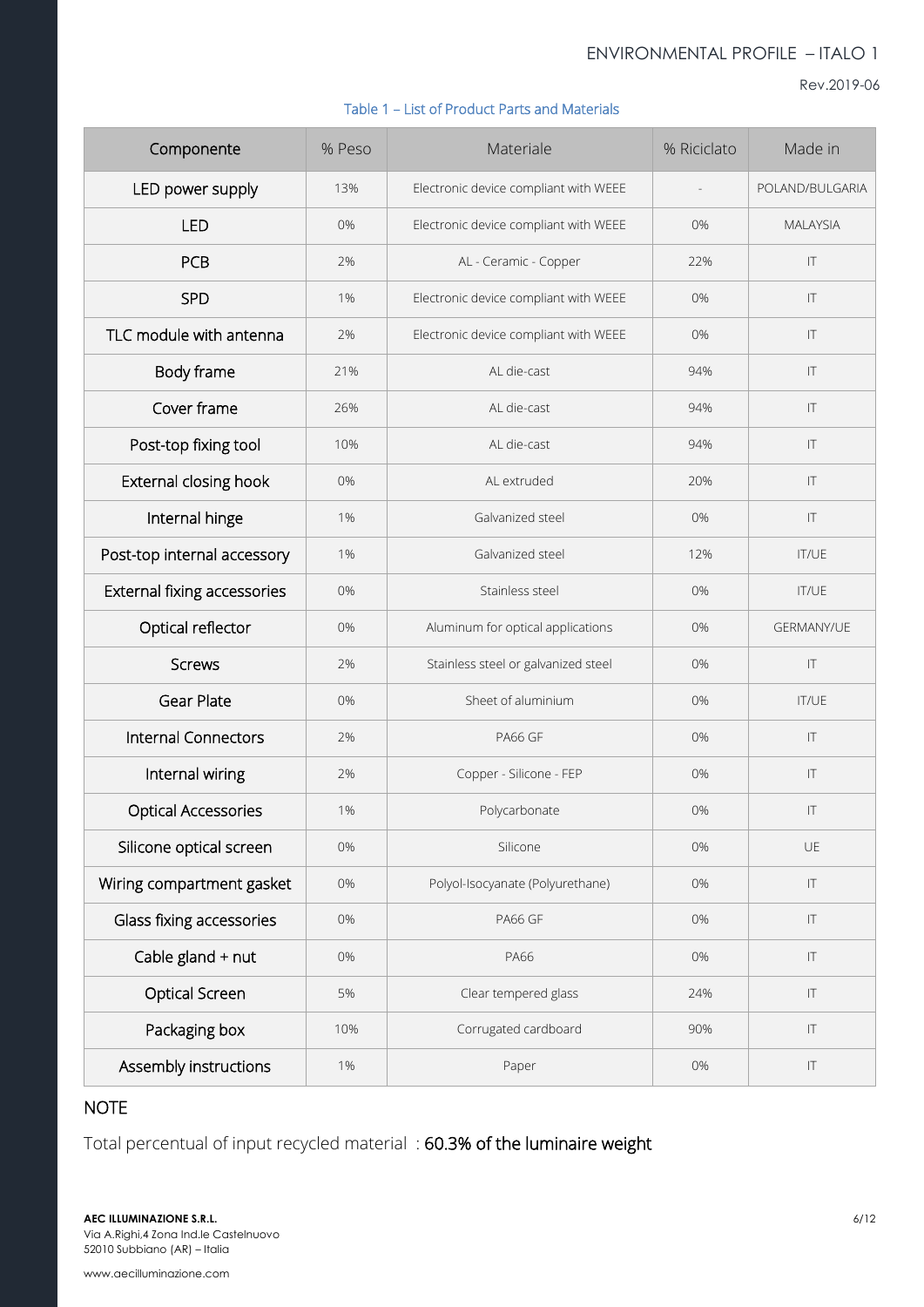Table 1 – List of Product Parts and Materials

| Componente | % Peso | Materiale | % Riciclato | Made in |
|---|---|---|---|---|
| LED power supply | 13% | Electronic device compliant with WEEE | - | POLAND/BULGARIA |
| LED | 0% | Electronic device compliant with WEEE | 0% | MALAYSIA |
| PCB | 2% | AL - Ceramic - Copper | 22% | IT |
| SPD | 1% | Electronic device compliant with WEEE | 0% | IT |
| TLC module with antenna | 2% | Electronic device compliant with WEEE | 0% | IT |
| Body frame | 21% | AL die-cast | 94% | IT |
| Cover frame | 26% | AL die-cast | 94% | IT |
| Post-top fixing tool | 10% | AL die-cast | 94% | IT |
| External closing hook | 0% | AL extruded | 20% | IT |
| Internal hinge | 1% | Galvanized steel | 0% | IT |
| Post-top internal accessory | 1% | Galvanized steel | 12% | IT/UE |
| External fixing accessories | 0% | Stainless steel | 0% | IT/UE |
| Optical reflector | 0% | Aluminum for optical applications | 0% | GERMANY/UE |
| Screws | 2% | Stainless steel or galvanized steel | 0% | IT |
| Gear Plate | 0% | Sheet of aluminium | 0% | IT/UE |
| Internal Connectors | 2% | PA66 GF | 0% | IT |
| Internal wiring | 2% | Copper - Silicone - FEP | 0% | IT |
| Optical Accessories | 1% | Polycarbonate | 0% | IT |
| Silicone optical screen | 0% | Silicone | 0% | UE |
| Wiring compartment gasket | 0% | Polyol-Isocyanate (Polyurethane) | 0% | IT |
| Glass fixing accessories | 0% | PA66 GF | 0% | IT |
| Cable gland + nut | 0% | PA66 | 0% | IT |
| Optical Screen | 5% | Clear tempered glass | 24% | IT |
| Packaging box | 10% | Corrugated cardboard | 90% | IT |
| Assembly instructions | 1% | Paper | 0% | IT |

NOTE

Total percentual of input recycled material : **60.3% of the luminaire weight**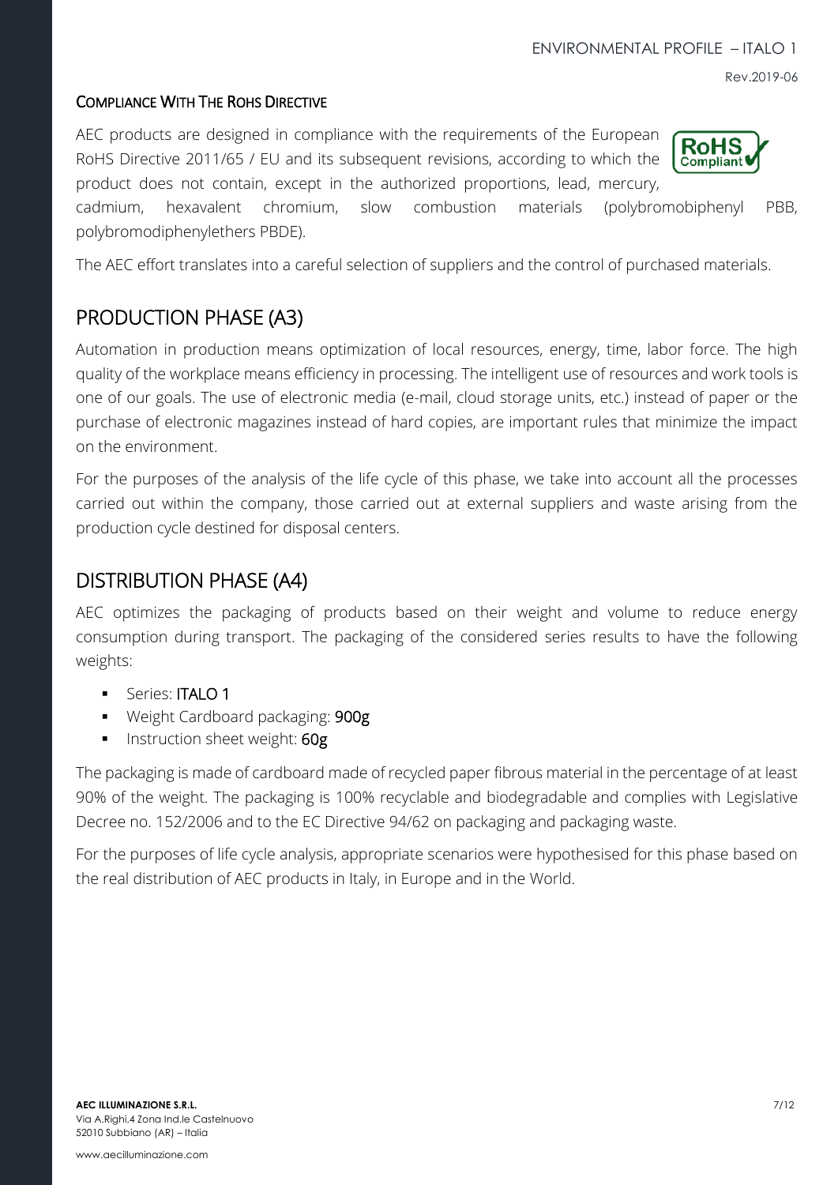### COMPLIANCE WITH THE ROHS DIRECTIVE

AEC products are designed in compliance with the requirements of the European RoHS Directive 2011/65 / EU and its subsequent revisions, according to which the product does not contain, except in the authorized proportions, lead, mercury, cadmium, hexavalent chromium, slow combustion materials (polybromobiphenyl PBB, polybromodiphenylethers PBDE).

The AEC effort translates into a careful selection of suppliers and the control of purchased materials.

## PRODUCTION PHASE (A3)

Automation in production means optimization of local resources, energy, time, labor force. The high quality of the workplace means efficiency in processing. The intelligent use of resources and work tools is one of our goals. The use of electronic media (e-mail, cloud storage units, etc.) instead of paper or the purchase of electronic magazines instead of hard copies, are important rules that minimize the impact on the environment.

For the purposes of the analysis of the life cycle of this phase, we take into account all the processes carried out within the company, those carried out at external suppliers and waste arising from the production cycle destined for disposal centers.

## DISTRIBUTION PHASE (A4)

AEC optimizes the packaging of products based on their weight and volume to reduce energy consumption during transport. The packaging of the considered series results to have the following weights:

- Series: **ITALO 1**
- Weight Cardboard packaging: **900g**
- Instruction sheet weight: **60g**

The packaging is made of cardboard made of recycled paper fibrous material in the percentage of at least 90% of the weight. The packaging is 100% recyclable and biodegradable and complies with Legislative Decree no. 152/2006 and to the EC Directive 94/62 on packaging and packaging waste.

For the purposes of life cycle analysis, appropriate scenarios were hypothesised for this phase based on the real distribution of AEC products in Italy, in Europe and in the World.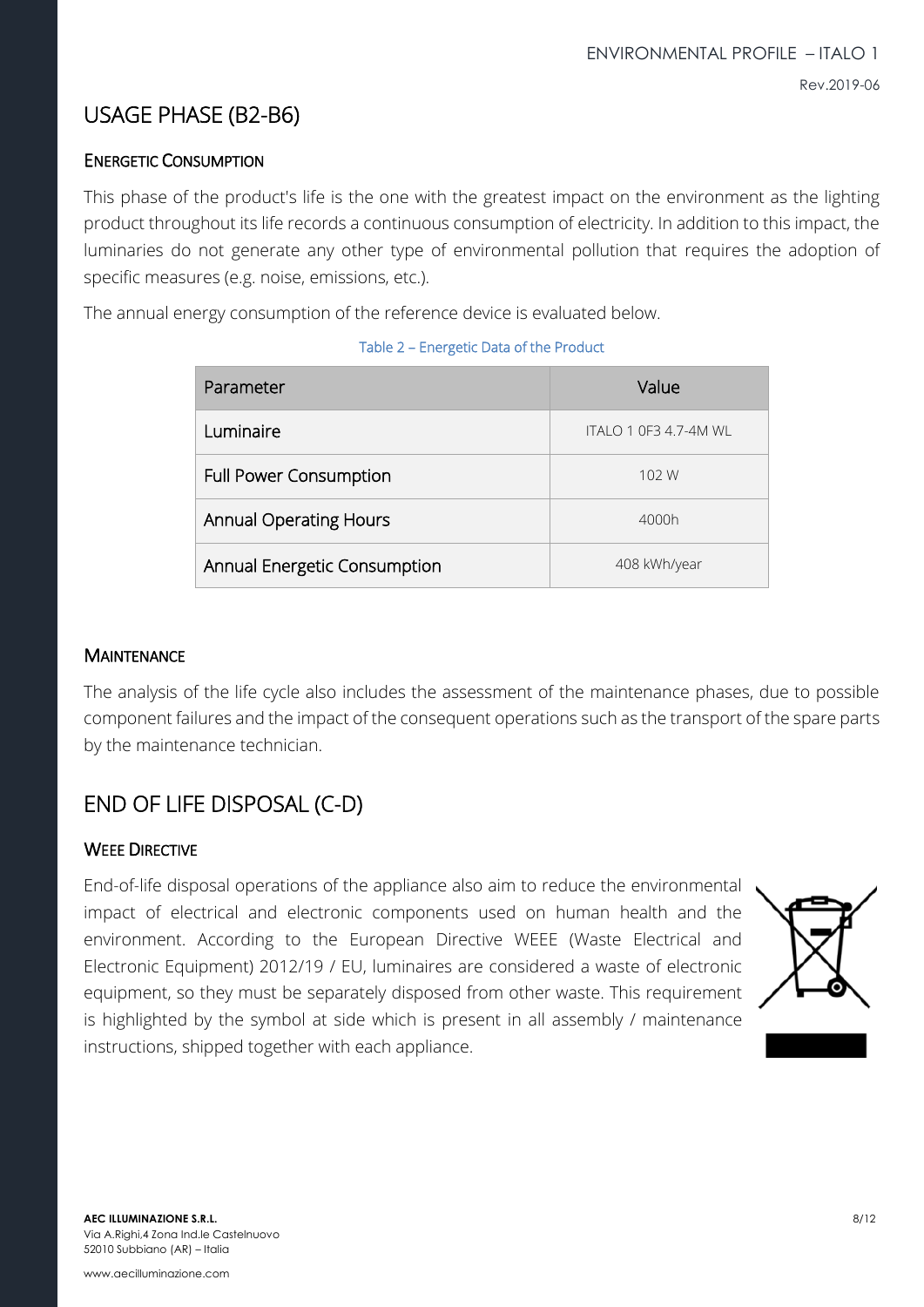# USAGE PHASE (B2-B6)

## ENERGETIC CONSUMPTION

This phase of the product's life is the one with the greatest impact on the environment as the lighting product throughout its life records a continuous consumption of electricity. In addition to this impact, the luminaries do not generate any other type of environmental pollution that requires the adoption of specific measures (e.g. noise, emissions, etc.).

The annual energy consumption of the reference device is evaluated below.

Table 2 – Energetic Data of the Product

| Parameter | Value |
| --- | --- |
| Luminaire | ITALO 1 0F3 4.7-4M WL |
| Full Power Consumption | 102 W |
| Annual Operating Hours | 4000h |
| Annual Energetic Consumption | 408 kWh/year |

## MAINTENANCE

The analysis of the life cycle also includes the assessment of the maintenance phases, due to possible component failures and the impact of the consequent operations such as the transport of the spare parts by the maintenance technician.

# END OF LIFE DISPOSAL (C-D)

## WEEE DIRECTIVE

End-of-life disposal operations of the appliance also aim to reduce the environmental impact of electrical and electronic components used on human health and the environment. According to the European Directive WEEE (Waste Electrical and Electronic Equipment) 2012/19 / EU, luminaires are considered a waste of electronic equipment, so they must be separately disposed from other waste. This requirement is highlighted by the symbol at side which is present in all assembly / maintenance instructions, shipped together with each appliance.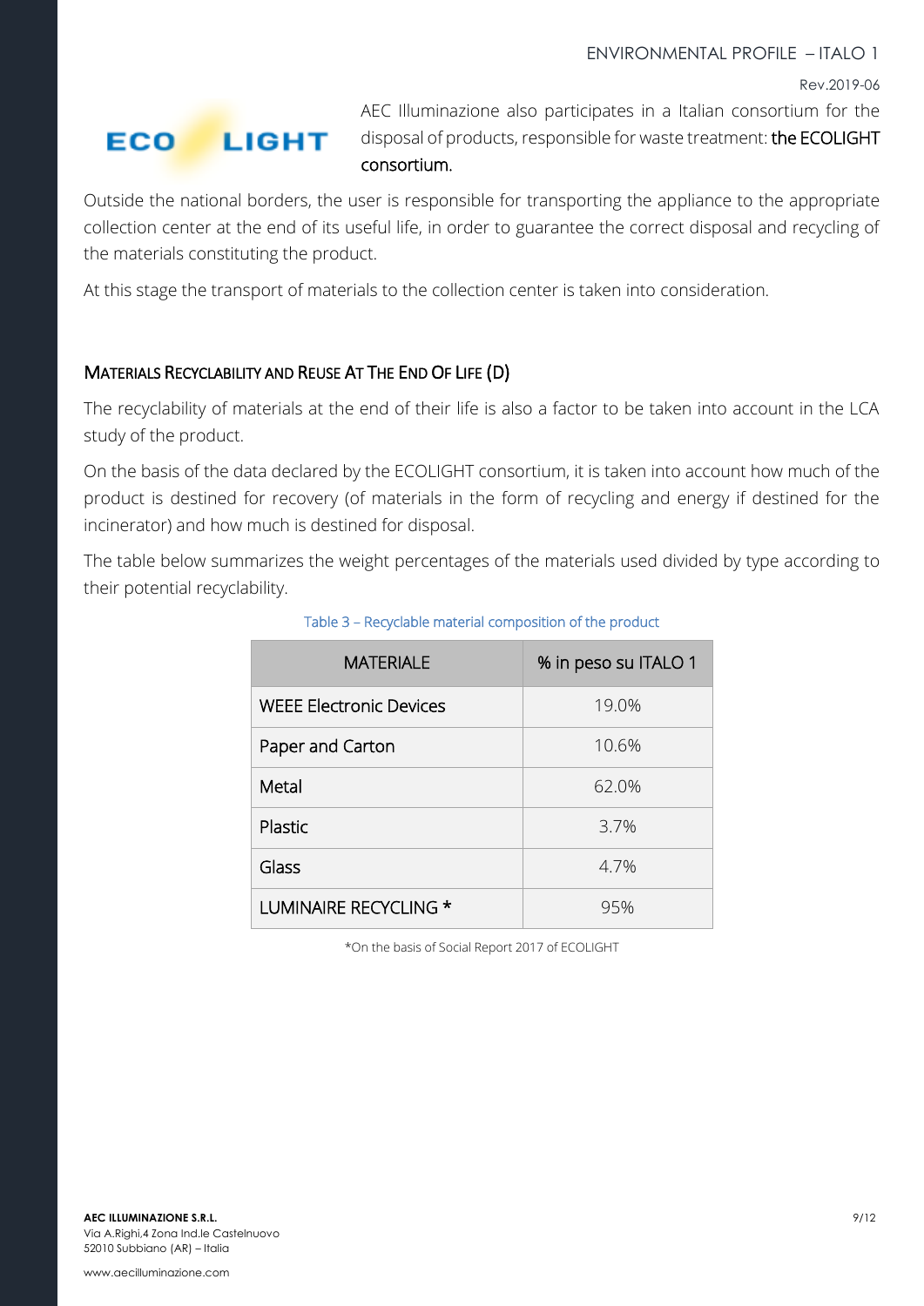AEC Illuminazione also participates in a Italian consortium for the disposal of products, responsible for waste treatment: **the ECOLIGHT consortium.**

Outside the national borders, the user is responsible for transporting the appliance to the appropriate collection center at the end of its useful life, in order to guarantee the correct disposal and recycling of the materials constituting the product.

At this stage the transport of materials to the collection center is taken into consideration.

## MATERIALS RECYCLABILITY AND REUSE AT THE END OF LIFE (D)

The recyclability of materials at the end of their life is also a factor to be taken into account in the LCA study of the product.

On the basis of the data declared by the ECOLIGHT consortium, it is taken into account how much of the product is destined for recovery (of materials in the form of recycling and energy if destined for the incinerator) and how much is destined for disposal.

The table below summarizes the weight percentages of the materials used divided by type according to their potential recyclability.

Table 3 – Recyclable material composition of the product

| MATERIALE | % in peso su ITALO 1 |
|---|---|
| WEEE Electronic Devices | 19.0% |
| Paper and Carton | 10.6% |
| Metal | 62.0% |
| Plastic | 3.7% |
| Glass | 4.7% |
| LUMINAIRE RECYCLING * | 95% |

*On the basis of Social Report 2017 of ECOLIGHT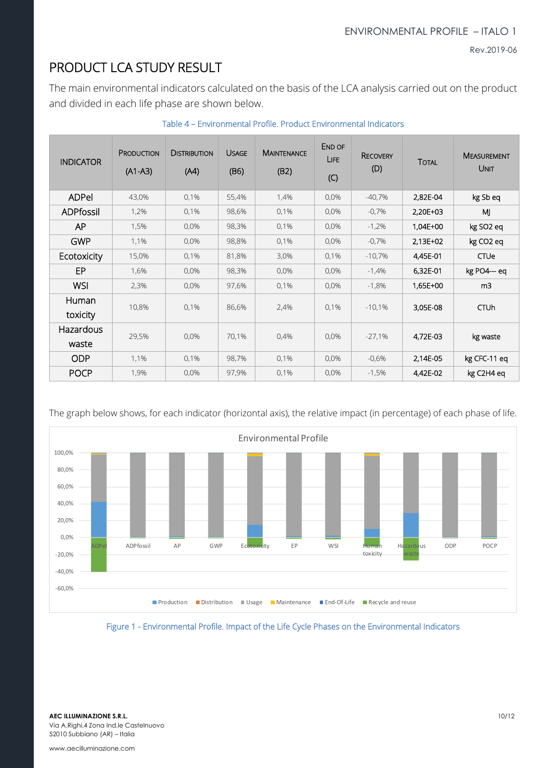# PRODUCT LCA STUDY RESULT

The main environmental indicators calculated on the basis of the LCA analysis carried out on the product and divided in each life phase are shown below.

Table 4 – Environmental Profile. Product Environmental Indicators

| INDICATOR | PRODUCTION (A1-A3) | DISTRIBUTION (A4) | USAGE (B6) | MAINTENANCE (B2) | END OF LIFE (C) | RECOVERY (D) | TOTAL | MEASUREMENT UNIT |
|---|---|---|---|---|---|---|---|---|
| ADPel | 43,0% | 0,1% | 55,4% | 1,4% | 0,0% | -40,7% | 2,82E-04 | kg Sb eq |
| ADPfossil | 1,2% | 0,1% | 98,6% | 0,1% | 0,0% | -0,7% | 2,20E+03 | MJ |
| AP | 1,5% | 0,0% | 98,3% | 0,1% | 0,0% | -1,2% | 1,04E+00 | kg SO2 eq |
| GWP | 1,1% | 0,0% | 98,8% | 0,1% | 0,0% | -0,7% | 2,13E+02 | kg CO2 eq |
| Ecotoxicity | 15,0% | 0,1% | 81,8% | 3,0% | 0,1% | -10,7% | 4,45E-01 | CTUe |
| EP | 1,6% | 0,0% | 98,3% | 0,0% | 0,0% | -1,4% | 6,32E-01 | kg PO4--- eq |
| WSI | 2,3% | 0,0% | 97,6% | 0,1% | 0,0% | -1,8% | 1,65E+00 | m3 |
| Human toxicity | 10,8% | 0,1% | 86,6% | 2,4% | 0,1% | -10,1% | 3,05E-08 | CTUh |
| Hazardous waste | 29,5% | 0,0% | 70,1% | 0,4% | 0,0% | -27,1% | 4,72E-03 | kg waste |
| ODP | 1,1% | 0,1% | 98,7% | 0,1% | 0,0% | -0,6% | 2,14E-05 | kg CFC-11 eq |
| POCP | 1,9% | 0,0% | 97,9% | 0,1% | 0,0% | -1,5% | 4,42E-02 | kg C2H4 eq |

The graph below shows, for each indicator (horizontal axis), the relative impact (in percentage) of each phase of life.

Figure 1 - Environmental Profile. Impact of the Life Cycle Phases on the Environmental Indicators

AEC ILLUMINAZIONE S.R.L.
Via A.Righi,4 Zona Ind.le Castelnuovo
52010 Subbiano (AR) – Italia

www.aecilluminazione.com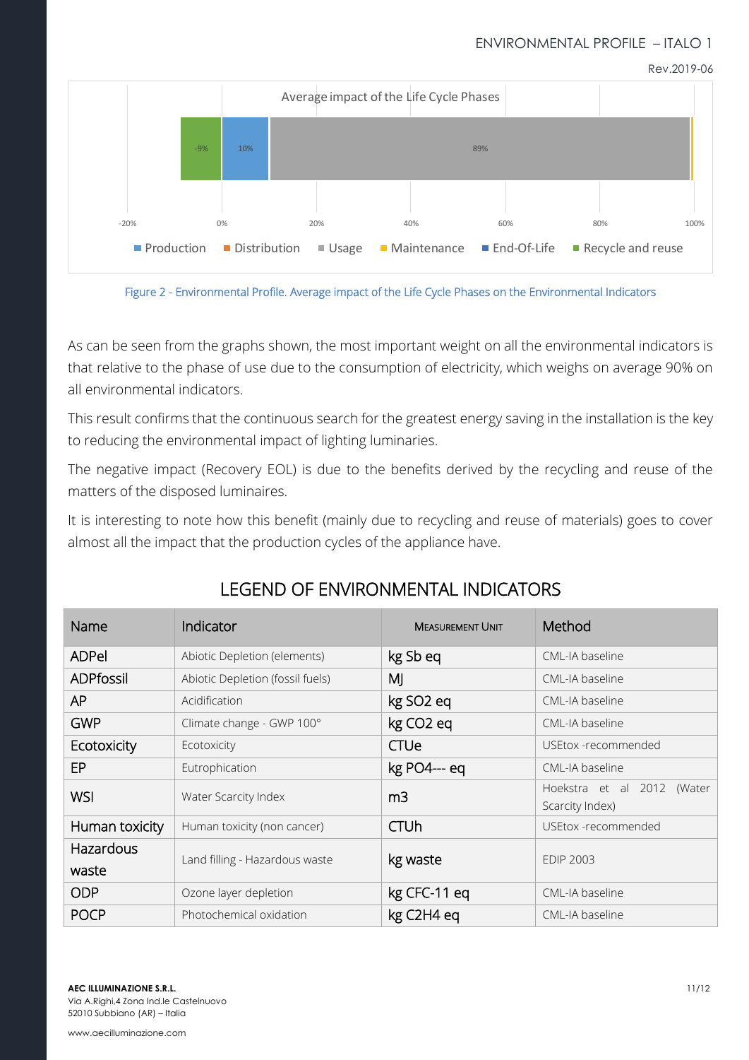Figure 2 - Environmental Profile. Average impact of the Life Cycle Phases on the Environmental Indicators

As can be seen from the graphs shown, the most important weight on all the environmental indicators is that relative to the phase of use due to the consumption of electricity, which weighs on average 90% on all environmental indicators.

This result confirms that the continuous search for the greatest energy saving in the installation is the key to reducing the environmental impact of lighting luminaries.

The negative impact (Recovery EOL) is due to the benefits derived by the recycling and reuse of the matters of the disposed luminaires.

It is interesting to note how this benefit (mainly due to recycling and reuse of materials) goes to cover almost all the impact that the production cycles of the appliance have.

## LEGEND OF ENVIRONMENTAL INDICATORS

| Name | Indicator | Measurement Unit | Method |
|---|---|---|---|
| ADPel | Abiotic Depletion (elements) | kg Sb eq | CML-IA baseline |
| ADPfossil | Abiotic Depletion (fossil fuels) | MJ | CML-IA baseline |
| AP | Acidification | kg SO2 eq | CML-IA baseline |
| GWP | Climate change - GWP 100° | kg CO2 eq | CML-IA baseline |
| Ecotoxicity | Ecotoxicity | CTUe | USEtox -recommended |
| EP | Eutrophication | kg PO4--- eq | CML-IA baseline |
| WSI | Water Scarcity Index | m3 | Hoekstra et al 2012 (Water Scarcity Index) |
| Human toxicity | Human toxicity (non cancer) | CTUh | USEtox -recommended |
| Hazardous waste | Land filling - Hazardous waste | kg waste | EDIP 2003 |
| ODP | Ozone layer depletion | kg CFC-11 eq | CML-IA baseline |
| POCP | Photochemical oxidation | kg C2H4 eq | CML-IA baseline |

**AEC ILLUMINAZIONE S.R.L.**
Via A.Righi,4 Zona Ind.le Castelnuovo
52010 Subbiano (AR) – Italia

www.aecilluminazione.com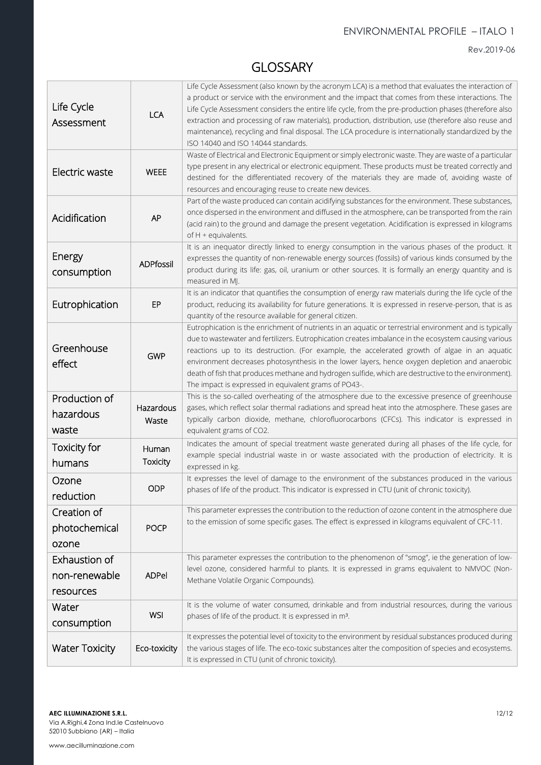# GLOSSARY

| | | |
|---|---|---|
| Life Cycle Assessment | LCA | Life Cycle Assessment (also known by the acronym LCA) is a method that evaluates the interaction of a product or service with the environment and the impact that comes from these interactions. The Life Cycle Assessment considers the entire life cycle, from the pre-production phases (therefore also extraction and processing of raw materials), production, distribution, use (therefore also reuse and maintenance), recycling and final disposal. The LCA procedure is internationally standardized by the ISO 14040 and ISO 14044 standards. |
| Electric waste | WEEE | Waste of Electrical and Electronic Equipment or simply electronic waste. They are waste of a particular type present in any electrical or electronic equipment. These products must be treated correctly and destined for the differentiated recovery of the materials they are made of, avoiding waste of resources and encouraging reuse to create new devices. |
| Acidification | AP | Part of the waste produced can contain acidifying substances for the environment. These substances, once dispersed in the environment and diffused in the atmosphere, can be transported from the rain (acid rain) to the ground and damage the present vegetation. Acidification is expressed in kilograms of H + equivalents. |
| Energy consumption | ADPfossil | It is an inequator directly linked to energy consumption in the various phases of the product. It expresses the quantity of non-renewable energy sources (fossils) of various kinds consumed by the product during its life: gas, oil, uranium or other sources. It is formally an energy quantity and is measured in MJ. |
| Eutrophication | EP | It is an indicator that quantifies the consumption of energy raw materials during the life cycle of the product, reducing its availability for future generations. It is expressed in reserve-person, that is as quantity of the resource available for general citizen. |
| Greenhouse effect | GWP | Eutrophication is the enrichment of nutrients in an aquatic or terrestrial environment and is typically due to wastewater and fertilizers. Eutrophication creates imbalance in the ecosystem causing various reactions up to its destruction. (For example, the accelerated growth of algae in an aquatic environment decreases photosynthesis in the lower layers, hence oxygen depletion and anaerobic death of fish that produces methane and hydrogen sulfide, which are destructive to the environment). The impact is expressed in equivalent grams of PO43-. |
| Production of hazardous waste | Hazardous Waste | This is the so-called overheating of the atmosphere due to the excessive presence of greenhouse gases, which reflect solar thermal radiations and spread heat into the atmosphere. These gases are typically carbon dioxide, methane, chlorofluorocarbons (CFCs). This indicator is expressed in equivalent grams of CO2. |
| Toxicity for humans | Human Toxicity | Indicates the amount of special treatment waste generated during all phases of the life cycle, for example special industrial waste in or waste associated with the production of electricity. It is expressed in kg. |
| Ozone reduction | ODP | It expresses the level of damage to the environment of the substances produced in the various phases of life of the product. This indicator is expressed in CTU (unit of chronic toxicity). |
| Creation of photochemical ozone | POCP | This parameter expresses the contribution to the reduction of ozone content in the atmosphere due to the emission of some specific gases. The effect is expressed in kilograms equivalent of CFC-11. |
| Exhaustion of non-renewable resources | ADPel | This parameter expresses the contribution to the phenomenon of "smog", ie the generation of low-level ozone, considered harmful to plants. It is expressed in grams equivalent to NMVOC (Non-Methane Volatile Organic Compounds). |
| Water consumption | WSI | It is the volume of water consumed, drinkable and from industrial resources, during the various phases of life of the product. It is expressed in m³. |
| Water Toxicity | Eco-toxicity | It expresses the potential level of toxicity to the environment by residual substances produced during the various stages of life. The eco-toxic substances alter the composition of species and ecosystems. It is expressed in CTU (unit of chronic toxicity). |

**AEC ILLUMINAZIONE S.R.L.**
Via A.Righi,4 Zona Ind.le Castelnuovo
52010 Subbiano (AR) – Italia

www.aecilluminazione.com